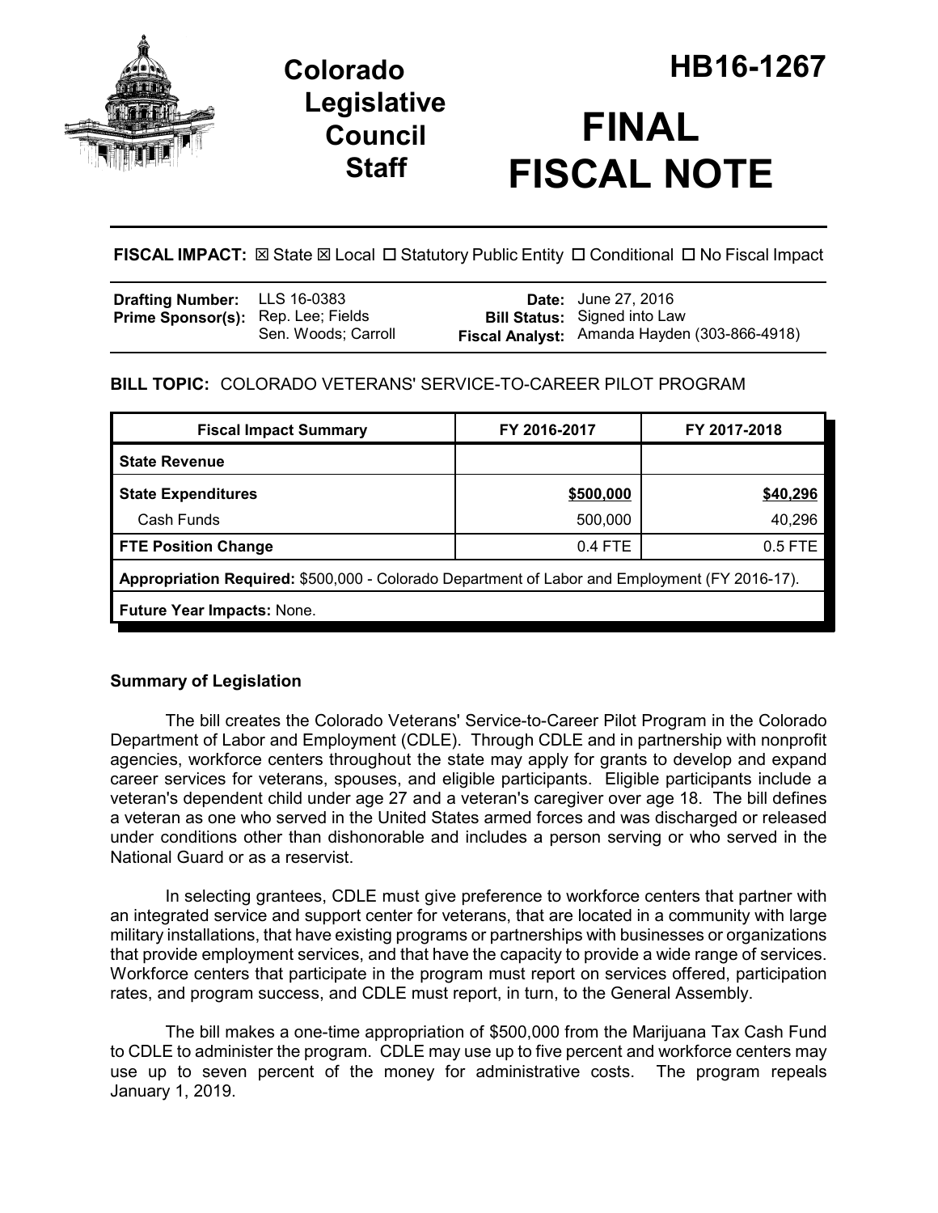# Colorado Legislative Council Staff

# HB16-1267

# FINAL FISCAL NOTE

**FISCAL IMPACT:** ☒ State ☒ Local ☐ Statutory Public Entity ☐ Conditional ☐ No Fiscal Impact

| | | | |
|---|---|---|---|
| **Drafting Number:** | LLS 16-0383 | **Date:** | June 27, 2016 |
| **Prime Sponsor(s):** | Rep. Lee; Fields<br>Sen. Woods; Carroll | **Bill Status:** | Signed into Law |
| | | **Fiscal Analyst:** | Amanda Hayden (303-866-4918) |

**BILL TOPIC:** COLORADO VETERANS' SERVICE-TO-CAREER PILOT PROGRAM

| Fiscal Impact Summary | FY 2016-2017 | FY 2017-2018 |
|---|---|---|
| **State Revenue** | | |
| **State Expenditures** | **$500,000** | **$40,296** |
| Cash Funds | 500,000 | 40,296 |
| **FTE Position Change** | 0.4 FTE | 0.5 FTE |
| **Appropriation Required:** $500,000 - Colorado Department of Labor and Employment (FY 2016-17). | | |
| **Future Year Impacts:** None. | | |

## Summary of Legislation

The bill creates the Colorado Veterans' Service-to-Career Pilot Program in the Colorado Department of Labor and Employment (CDLE). Through CDLE and in partnership with nonprofit agencies, workforce centers throughout the state may apply for grants to develop and expand career services for veterans, spouses, and eligible participants. Eligible participants include a veteran's dependent child under age 27 and a veteran's caregiver over age 18. The bill defines a veteran as one who served in the United States armed forces and was discharged or released under conditions other than dishonorable and includes a person serving or who served in the National Guard or as a reservist.

In selecting grantees, CDLE must give preference to workforce centers that partner with an integrated service and support center for veterans, that are located in a community with large military installations, that have existing programs or partnerships with businesses or organizations that provide employment services, and that have the capacity to provide a wide range of services. Workforce centers that participate in the program must report on services offered, participation rates, and program success, and CDLE must report, in turn, to the General Assembly.

The bill makes a one-time appropriation of $500,000 from the Marijuana Tax Cash Fund to CDLE to administer the program. CDLE may use up to five percent and workforce centers may use up to seven percent of the money for administrative costs. The program repeals January 1, 2019.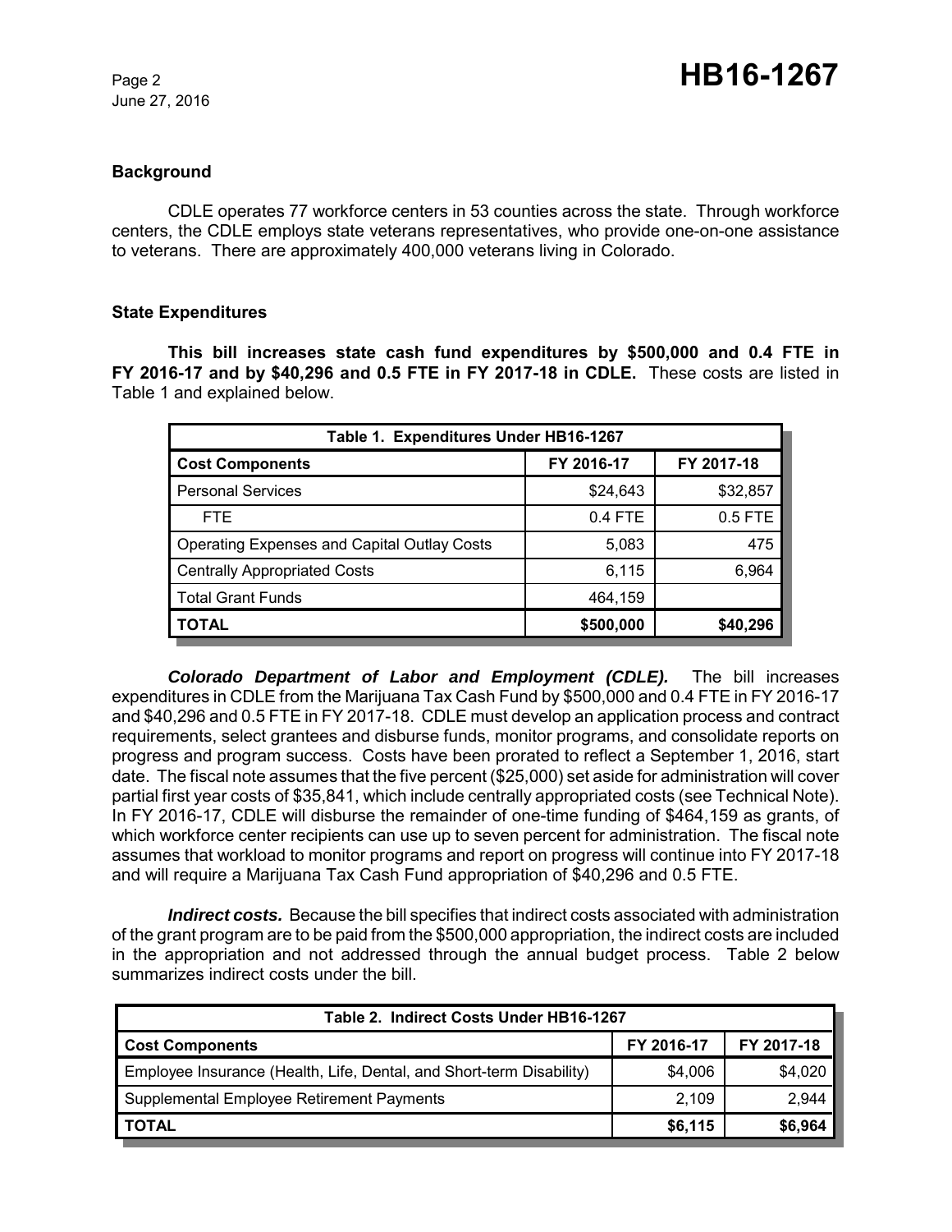### Background

CDLE operates 77 workforce centers in 53 counties across the state. Through workforce centers, the CDLE employs state veterans representatives, who provide one-on-one assistance to veterans. There are approximately 400,000 veterans living in Colorado.

### State Expenditures

**This bill increases state cash fund expenditures by $500,000 and 0.4 FTE in FY 2016-17 and by $40,296 and 0.5 FTE in FY 2017-18 in CDLE.** These costs are listed in Table 1 and explained below.

| Table 1. Expenditures Under HB16-1267 | | |
|---|---|---|
| **Cost Components** | **FY 2016-17** | **FY 2017-18** |
| Personal Services | $24,643 | $32,857 |
| FTE | 0.4 FTE | 0.5 FTE |
| Operating Expenses and Capital Outlay Costs | 5,083 | 475 |
| Centrally Appropriated Costs | 6,115 | 6,964 |
| Total Grant Funds | 464,159 | |
| **TOTAL** | **$500,000** | **$40,296** |

***Colorado Department of Labor and Employment (CDLE).*** The bill increases expenditures in CDLE from the Marijuana Tax Cash Fund by $500,000 and 0.4 FTE in FY 2016-17 and $40,296 and 0.5 FTE in FY 2017-18. CDLE must develop an application process and contract requirements, select grantees and disburse funds, monitor programs, and consolidate reports on progress and program success. Costs have been prorated to reflect a September 1, 2016, start date. The fiscal note assumes that the five percent ($25,000) set aside for administration will cover partial first year costs of $35,841, which include centrally appropriated costs (see Technical Note). In FY 2016-17, CDLE will disburse the remainder of one-time funding of $464,159 as grants, of which workforce center recipients can use up to seven percent for administration. The fiscal note assumes that workload to monitor programs and report on progress will continue into FY 2017-18 and will require a Marijuana Tax Cash Fund appropriation of $40,296 and 0.5 FTE.

***Indirect costs.*** Because the bill specifies that indirect costs associated with administration of the grant program are to be paid from the $500,000 appropriation, the indirect costs are included in the appropriation and not addressed through the annual budget process. Table 2 below summarizes indirect costs under the bill.

| Table 2. Indirect Costs Under HB16-1267 | | |
|---|---|---|
| **Cost Components** | **FY 2016-17** | **FY 2017-18** |
| Employee Insurance (Health, Life, Dental, and Short-term Disability) | $4,006 | $4,020 |
| Supplemental Employee Retirement Payments | 2,109 | 2,944 |
| **TOTAL** | **$6,115** | **$6,964** |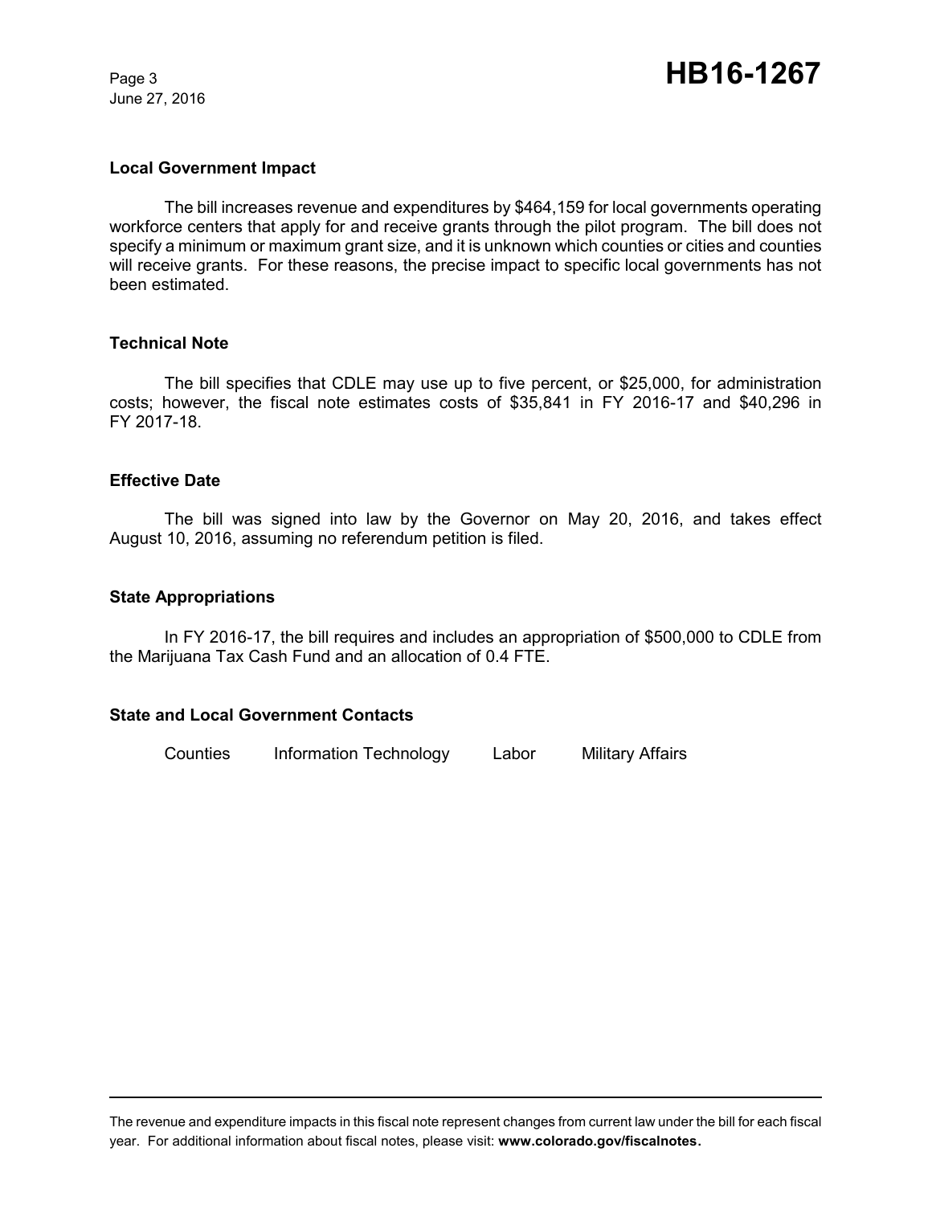### Local Government Impact

The bill increases revenue and expenditures by $464,159 for local governments operating workforce centers that apply for and receive grants through the pilot program. The bill does not specify a minimum or maximum grant size, and it is unknown which counties or cities and counties will receive grants. For these reasons, the precise impact to specific local governments has not been estimated.

### Technical Note

The bill specifies that CDLE may use up to five percent, or $25,000, for administration costs; however, the fiscal note estimates costs of $35,841 in FY 2016-17 and $40,296 in FY 2017-18.

### Effective Date

The bill was signed into law by the Governor on May 20, 2016, and takes effect August 10, 2016, assuming no referendum petition is filed.

### State Appropriations

In FY 2016-17, the bill requires and includes an appropriation of $500,000 to CDLE from the Marijuana Tax Cash Fund and an allocation of 0.4 FTE.

### State and Local Government Contacts

Counties Information Technology Labor Military Affairs

The revenue and expenditure impacts in this fiscal note represent changes from current law under the bill for each fiscal year. For additional information about fiscal notes, please visit: **www.colorado.gov/fiscalnotes.**